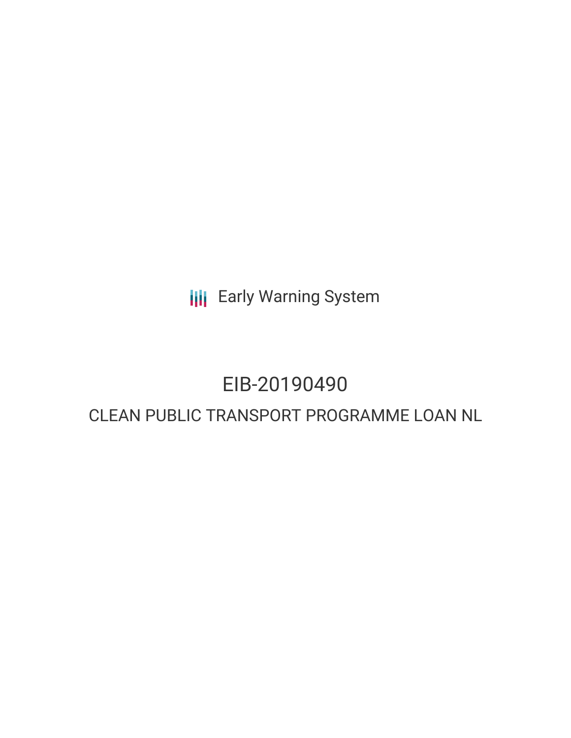Early Warning System

# EIB-20190490

## CLEAN PUBLIC TRANSPORT PROGRAMME LOAN NL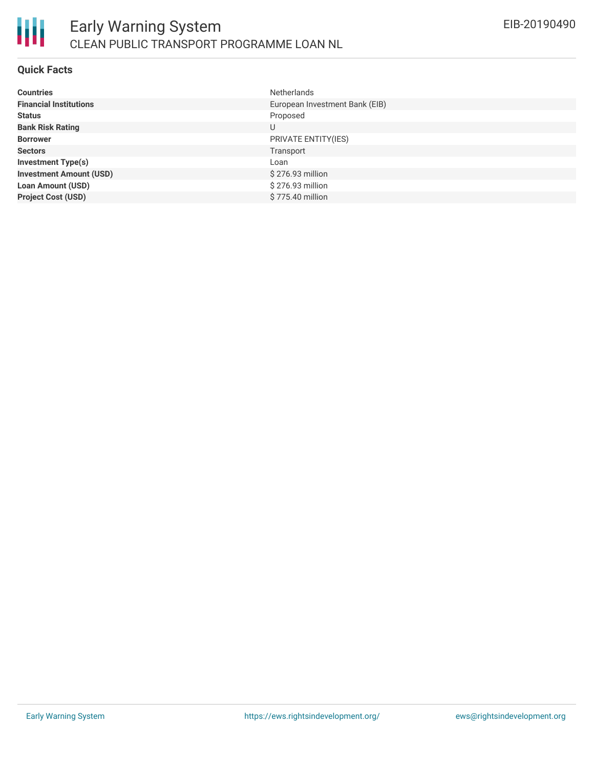## Quick Facts

| | |
|---|---|
| **Countries** | Netherlands |
| **Financial Institutions** | European Investment Bank (EIB) |
| **Status** | Proposed |
| **Bank Risk Rating** | U |
| **Borrower** | PRIVATE ENTITY(IES) |
| **Sectors** | Transport |
| **Investment Type(s)** | Loan |
| **Investment Amount (USD)** | $ 276.93 million |
| **Loan Amount (USD)** | $ 276.93 million |
| **Project Cost (USD)** | $ 775.40 million |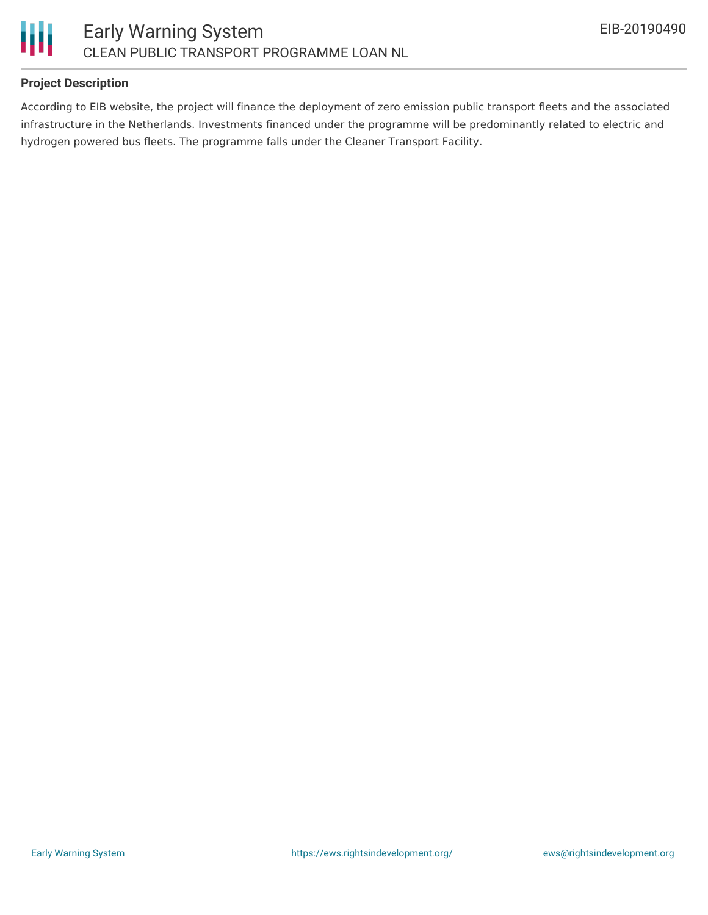## Project Description

According to EIB website, the project will finance the deployment of zero emission public transport fleets and the associated infrastructure in the Netherlands. Investments financed under the programme will be predominantly related to electric and hydrogen powered bus fleets. The programme falls under the Cleaner Transport Facility.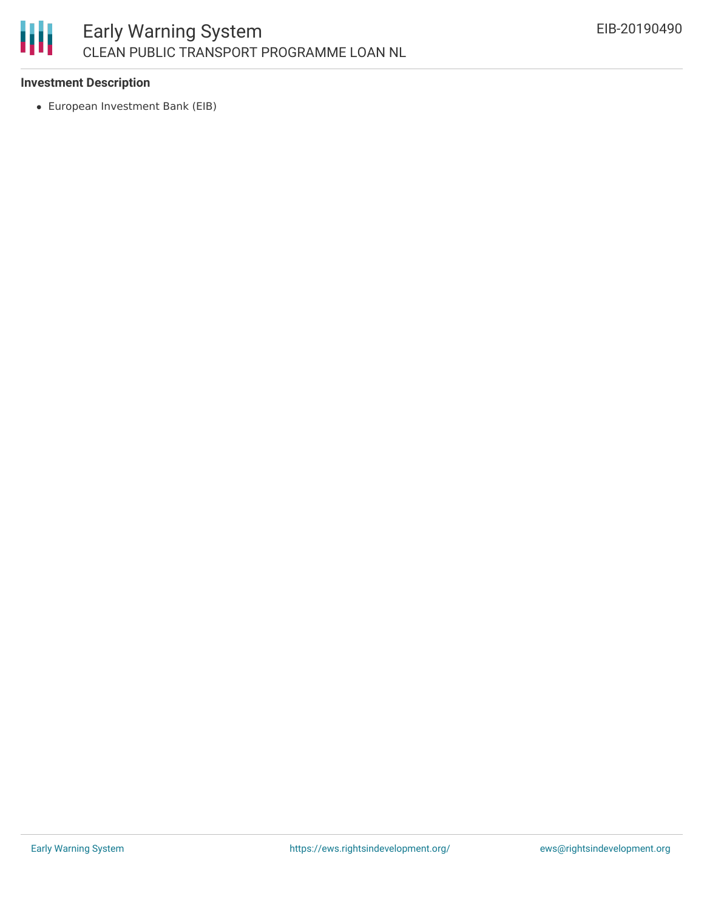**Investment Description**

- European Investment Bank (EIB)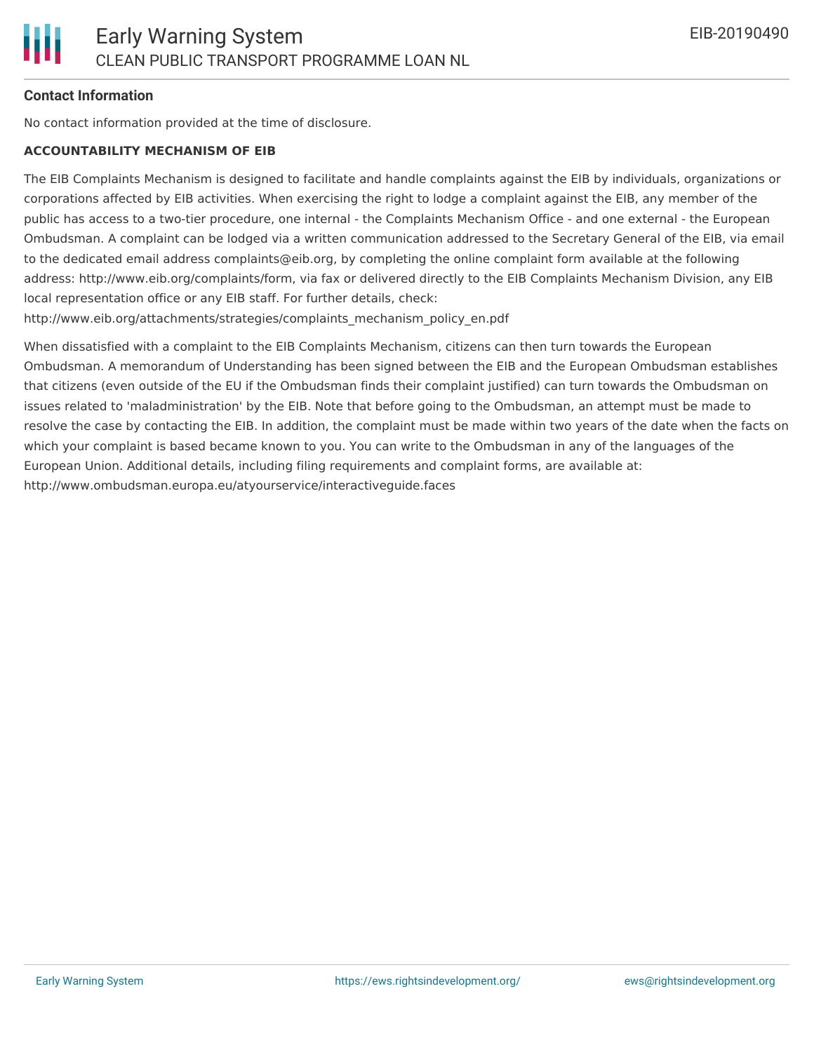### Contact Information

No contact information provided at the time of disclosure.

#### ACCOUNTABILITY MECHANISM OF EIB

The EIB Complaints Mechanism is designed to facilitate and handle complaints against the EIB by individuals, organizations or corporations affected by EIB activities. When exercising the right to lodge a complaint against the EIB, any member of the public has access to a two-tier procedure, one internal - the Complaints Mechanism Office - and one external - the European Ombudsman. A complaint can be lodged via a written communication addressed to the Secretary General of the EIB, via email to the dedicated email address complaints@eib.org, by completing the online complaint form available at the following address: http://www.eib.org/complaints/form, via fax or delivered directly to the EIB Complaints Mechanism Division, any EIB local representation office or any EIB staff. For further details, check: http://www.eib.org/attachments/strategies/complaints_mechanism_policy_en.pdf

When dissatisfied with a complaint to the EIB Complaints Mechanism, citizens can then turn towards the European Ombudsman. A memorandum of Understanding has been signed between the EIB and the European Ombudsman establishes that citizens (even outside of the EU if the Ombudsman finds their complaint justified) can turn towards the Ombudsman on issues related to 'maladministration' by the EIB. Note that before going to the Ombudsman, an attempt must be made to resolve the case by contacting the EIB. In addition, the complaint must be made within two years of the date when the facts on which your complaint is based became known to you. You can write to the Ombudsman in any of the languages of the European Union. Additional details, including filing requirements and complaint forms, are available at: http://www.ombudsman.europa.eu/atyourservice/interactiveguide.faces